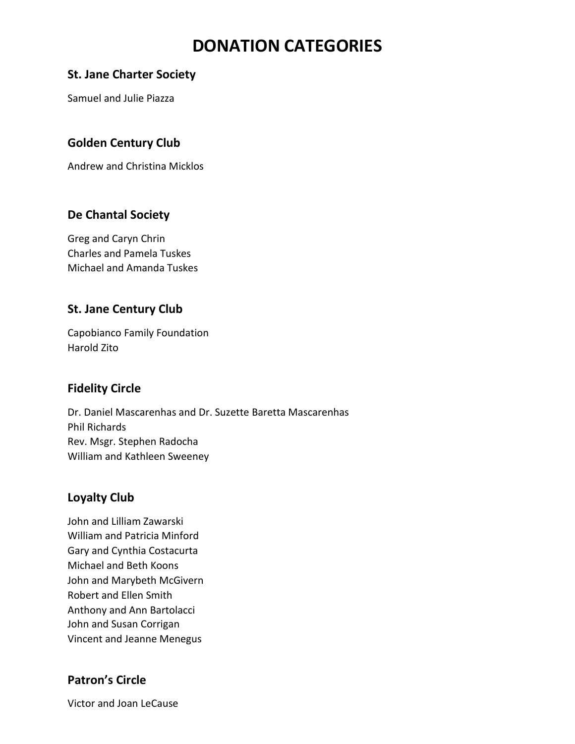# DONATION CATEGORIES

### St. Jane Charter Society

Samuel and Julie Piazza

### Golden Century Club

Andrew and Christina Micklos

### De Chantal Society

Greg and Caryn Chrin
Charles and Pamela Tuskes
Michael and Amanda Tuskes

### St. Jane Century Club

Capobianco Family Foundation
Harold Zito

### Fidelity Circle

Dr. Daniel Mascarenhas and Dr. Suzette Baretta Mascarenhas
Phil Richards
Rev. Msgr. Stephen Radocha
William and Kathleen Sweeney

### Loyalty Club

John and Lilliam Zawarski
William and Patricia Minford
Gary and Cynthia Costacurta
Michael and Beth Koons
John and Marybeth McGivern
Robert and Ellen Smith
Anthony and Ann Bartolacci
John and Susan Corrigan
Vincent and Jeanne Menegus

### Patron's Circle

Victor and Joan LeCause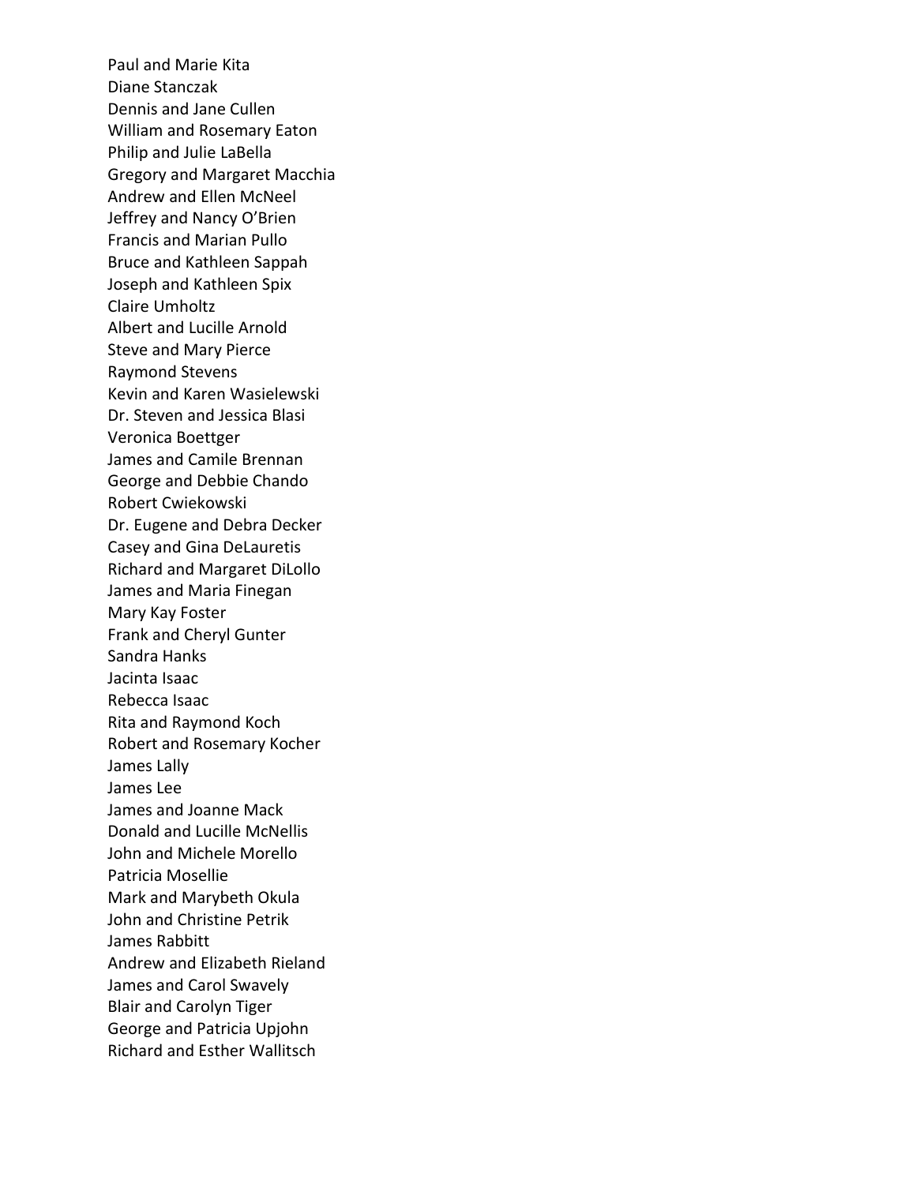Paul and Marie Kita
Diane Stanczak
Dennis and Jane Cullen
William and Rosemary Eaton
Philip and Julie LaBella
Gregory and Margaret Macchia
Andrew and Ellen McNeel
Jeffrey and Nancy O'Brien
Francis and Marian Pullo
Bruce and Kathleen Sappah
Joseph and Kathleen Spix
Claire Umholtz
Albert and Lucille Arnold
Steve and Mary Pierce
Raymond Stevens
Kevin and Karen Wasielewski
Dr. Steven and Jessica Blasi
Veronica Boettger
James and Camile Brennan
George and Debbie Chando
Robert Cwiekowski
Dr. Eugene and Debra Decker
Casey and Gina DeLauretis
Richard and Margaret DiLollo
James and Maria Finegan
Mary Kay Foster
Frank and Cheryl Gunter
Sandra Hanks
Jacinta Isaac
Rebecca Isaac
Rita and Raymond Koch
Robert and Rosemary Kocher
James Lally
James Lee
James and Joanne Mack
Donald and Lucille McNellis
John and Michele Morello
Patricia Mosellie
Mark and Marybeth Okula
John and Christine Petrik
James Rabbitt
Andrew and Elizabeth Rieland
James and Carol Swavely
Blair and Carolyn Tiger
George and Patricia Upjohn
Richard and Esther Wallitsch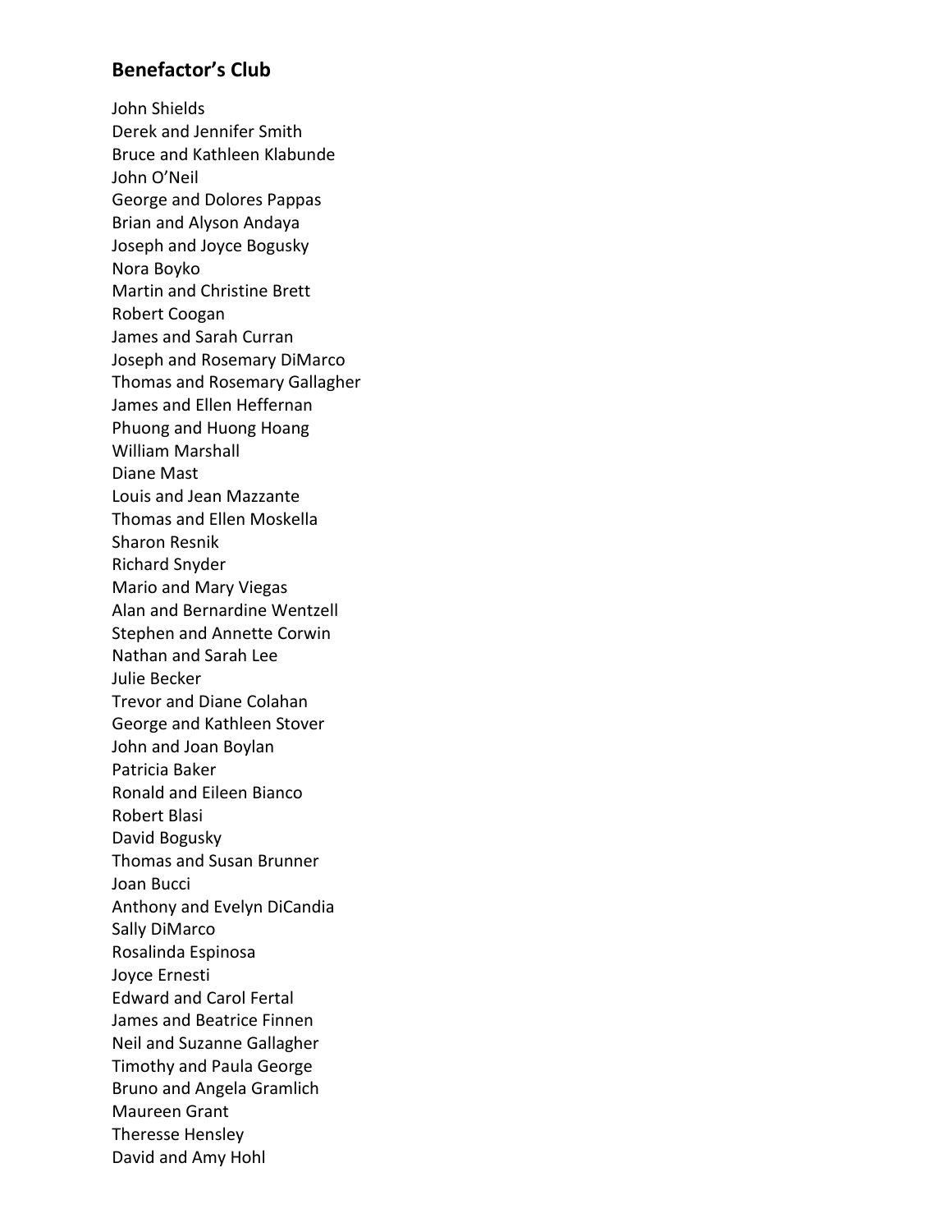## Benefactor's Club

John Shields
Derek and Jennifer Smith
Bruce and Kathleen Klabunde
John O'Neil
George and Dolores Pappas
Brian and Alyson Andaya
Joseph and Joyce Bogusky
Nora Boyko
Martin and Christine Brett
Robert Coogan
James and Sarah Curran
Joseph and Rosemary DiMarco
Thomas and Rosemary Gallagher
James and Ellen Heffernan
Phuong and Huong Hoang
William Marshall
Diane Mast
Louis and Jean Mazzante
Thomas and Ellen Moskella
Sharon Resnik
Richard Snyder
Mario and Mary Viegas
Alan and Bernardine Wentzell
Stephen and Annette Corwin
Nathan and Sarah Lee
Julie Becker
Trevor and Diane Colahan
George and Kathleen Stover
John and Joan Boylan
Patricia Baker
Ronald and Eileen Bianco
Robert Blasi
David Bogusky
Thomas and Susan Brunner
Joan Bucci
Anthony and Evelyn DiCandia
Sally DiMarco
Rosalinda Espinosa
Joyce Ernesti
Edward and Carol Fertal
James and Beatrice Finnen
Neil and Suzanne Gallagher
Timothy and Paula George
Bruno and Angela Gramlich
Maureen Grant
Theresse Hensley
David and Amy Hohl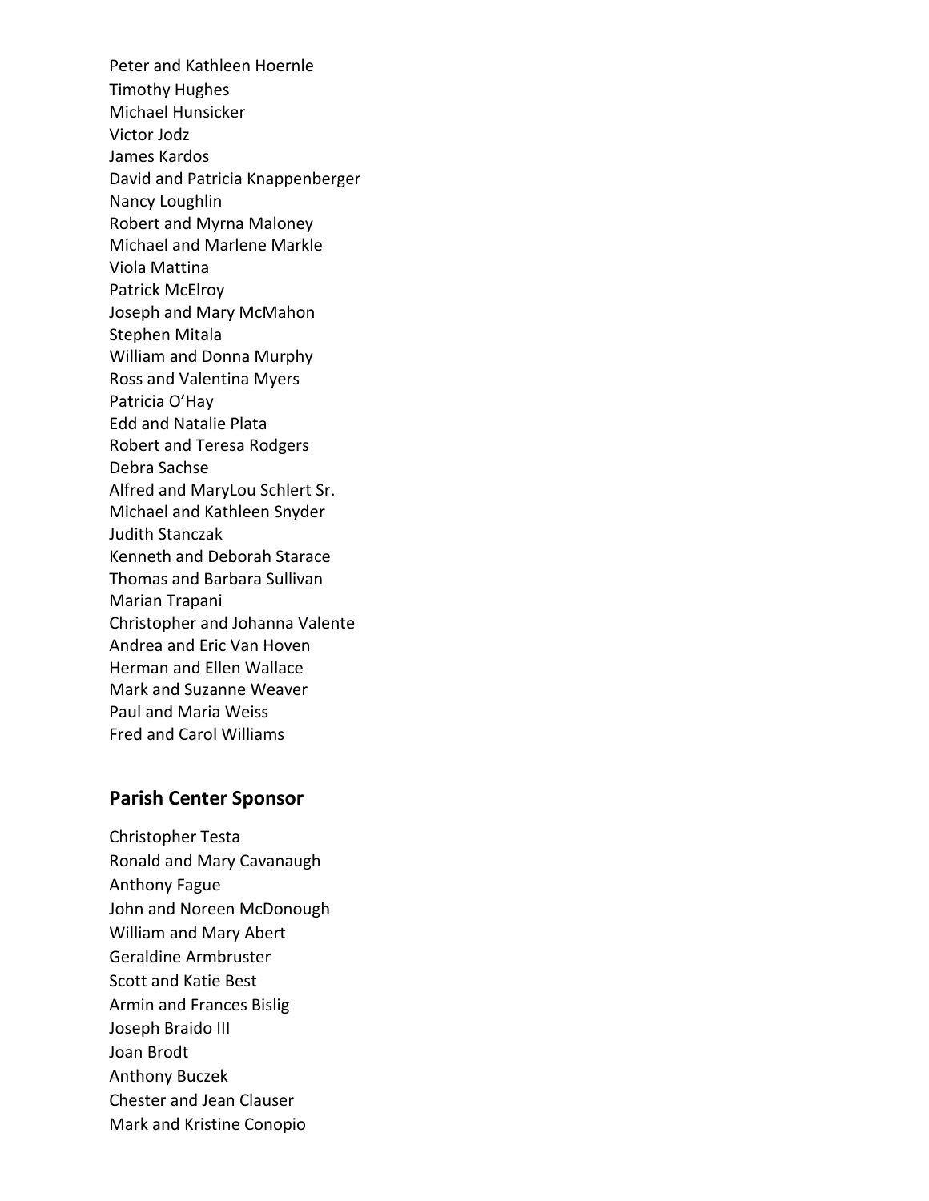Peter and Kathleen Hoernle
Timothy Hughes
Michael Hunsicker
Victor Jodz
James Kardos
David and Patricia Knappenberger
Nancy Loughlin
Robert and Myrna Maloney
Michael and Marlene Markle
Viola Mattina
Patrick McElroy
Joseph and Mary McMahon
Stephen Mitala
William and Donna Murphy
Ross and Valentina Myers
Patricia O'Hay
Edd and Natalie Plata
Robert and Teresa Rodgers
Debra Sachse
Alfred and MaryLou Schlert Sr.
Michael and Kathleen Snyder
Judith Stanczak
Kenneth and Deborah Starace
Thomas and Barbara Sullivan
Marian Trapani
Christopher and Johanna Valente
Andrea and Eric Van Hoven
Herman and Ellen Wallace
Mark and Suzanne Weaver
Paul and Maria Weiss
Fred and Carol Williams

## Parish Center Sponsor

Christopher Testa
Ronald and Mary Cavanaugh
Anthony Fague
John and Noreen McDonough
William and Mary Abert
Geraldine Armbruster
Scott and Katie Best
Armin and Frances Bislig
Joseph Braido III
Joan Brodt
Anthony Buczek
Chester and Jean Clauser
Mark and Kristine Conopio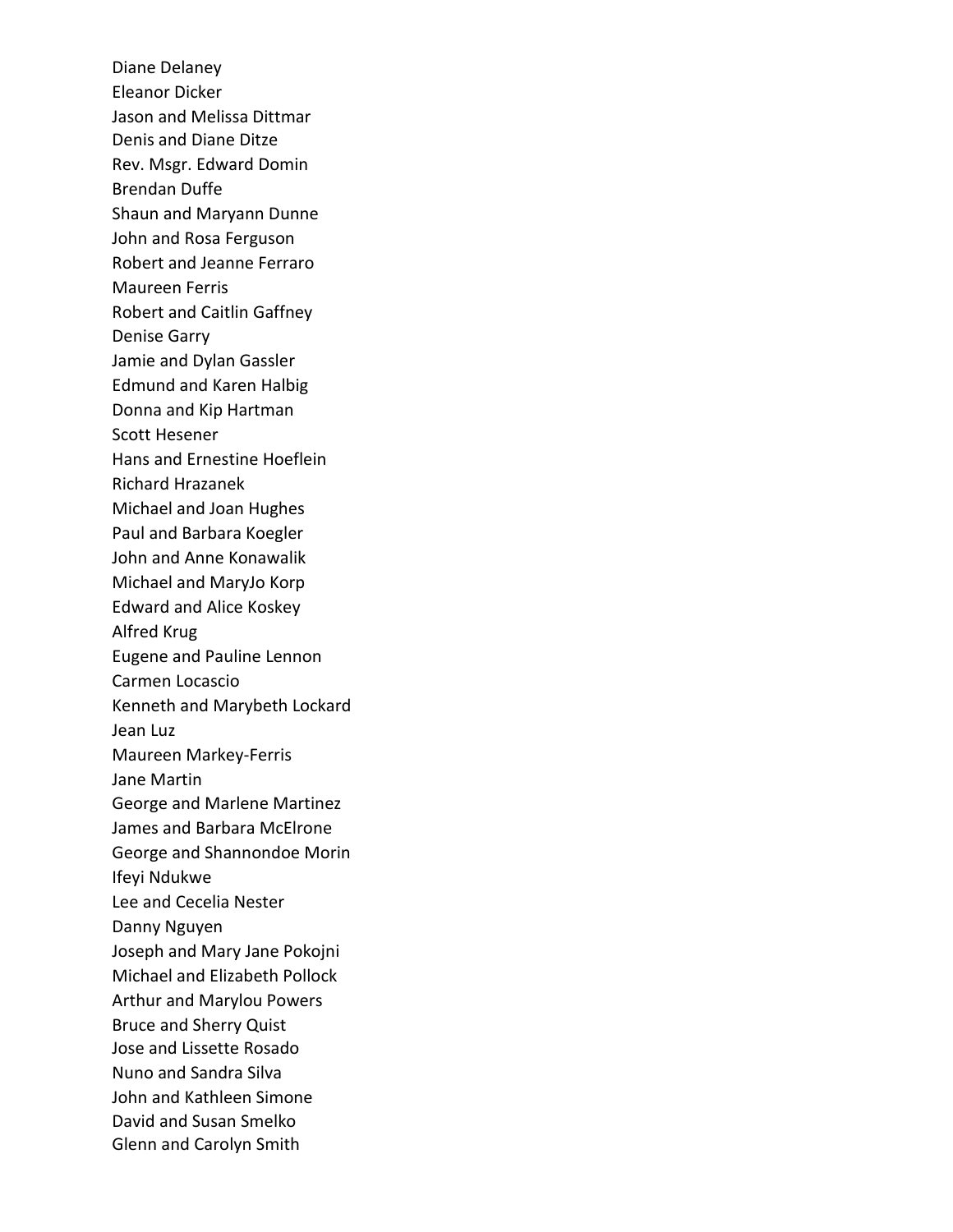Diane Delaney
Eleanor Dicker
Jason and Melissa Dittmar
Denis and Diane Ditze
Rev. Msgr. Edward Domin
Brendan Duffe
Shaun and Maryann Dunne
John and Rosa Ferguson
Robert and Jeanne Ferraro
Maureen Ferris
Robert and Caitlin Gaffney
Denise Garry
Jamie and Dylan Gassler
Edmund and Karen Halbig
Donna and Kip Hartman
Scott Hesener
Hans and Ernestine Hoeflein
Richard Hrazanek
Michael and Joan Hughes
Paul and Barbara Koegler
John and Anne Konawalik
Michael and MaryJo Korp
Edward and Alice Koskey
Alfred Krug
Eugene and Pauline Lennon
Carmen Locascio
Kenneth and Marybeth Lockard
Jean Luz
Maureen Markey-Ferris
Jane Martin
George and Marlene Martinez
James and Barbara McElrone
George and Shannondoe Morin
Ifeyi Ndukwe
Lee and Cecelia Nester
Danny Nguyen
Joseph and Mary Jane Pokojni
Michael and Elizabeth Pollock
Arthur and Marylou Powers
Bruce and Sherry Quist
Jose and Lissette Rosado
Nuno and Sandra Silva
John and Kathleen Simone
David and Susan Smelko
Glenn and Carolyn Smith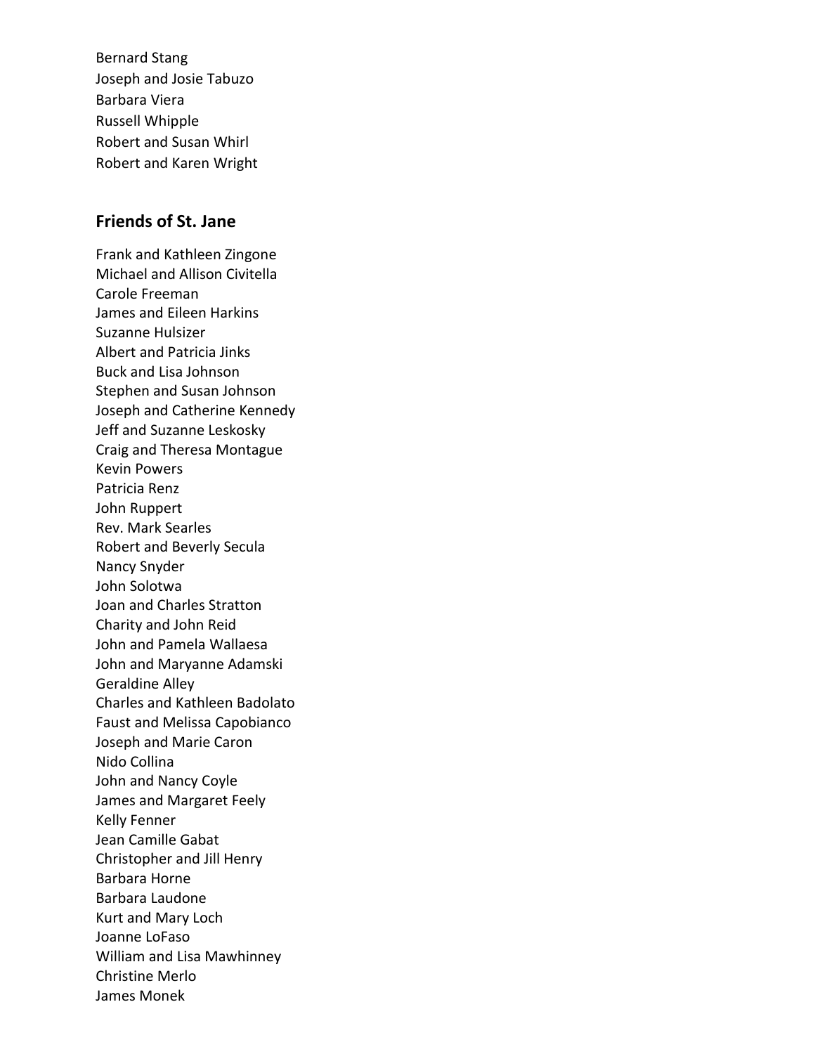Bernard Stang
Joseph and Josie Tabuzo
Barbara Viera
Russell Whipple
Robert and Susan Whirl
Robert and Karen Wright

## Friends of St. Jane

Frank and Kathleen Zingone
Michael and Allison Civitella
Carole Freeman
James and Eileen Harkins
Suzanne Hulsizer
Albert and Patricia Jinks
Buck and Lisa Johnson
Stephen and Susan Johnson
Joseph and Catherine Kennedy
Jeff and Suzanne Leskosky
Craig and Theresa Montague
Kevin Powers
Patricia Renz
John Ruppert
Rev. Mark Searles
Robert and Beverly Secula
Nancy Snyder
John Solotwa
Joan and Charles Stratton
Charity and John Reid
John and Pamela Wallaesa
John and Maryanne Adamski
Geraldine Alley
Charles and Kathleen Badolato
Faust and Melissa Capobianco
Joseph and Marie Caron
Nido Collina
John and Nancy Coyle
James and Margaret Feely
Kelly Fenner
Jean Camille Gabat
Christopher and Jill Henry
Barbara Horne
Barbara Laudone
Kurt and Mary Loch
Joanne LoFaso
William and Lisa Mawhinney
Christine Merlo
James Monek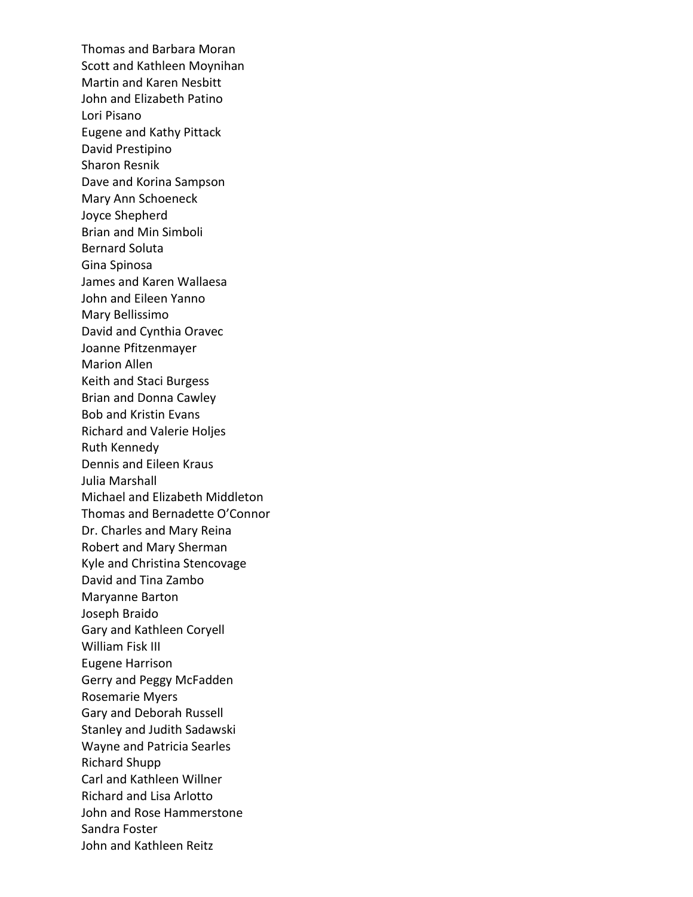Thomas and Barbara Moran
Scott and Kathleen Moynihan
Martin and Karen Nesbitt
John and Elizabeth Patino
Lori Pisano
Eugene and Kathy Pittack
David Prestipino
Sharon Resnik
Dave and Korina Sampson
Mary Ann Schoeneck
Joyce Shepherd
Brian and Min Simboli
Bernard Soluta
Gina Spinosa
James and Karen Wallaesa
John and Eileen Yanno
Mary Bellissimo
David and Cynthia Oravec
Joanne Pfitzenmayer
Marion Allen
Keith and Staci Burgess
Brian and Donna Cawley
Bob and Kristin Evans
Richard and Valerie Holjes
Ruth Kennedy
Dennis and Eileen Kraus
Julia Marshall
Michael and Elizabeth Middleton
Thomas and Bernadette O'Connor
Dr. Charles and Mary Reina
Robert and Mary Sherman
Kyle and Christina Stencovage
David and Tina Zambo
Maryanne Barton
Joseph Braido
Gary and Kathleen Coryell
William Fisk III
Eugene Harrison
Gerry and Peggy McFadden
Rosemarie Myers
Gary and Deborah Russell
Stanley and Judith Sadawski
Wayne and Patricia Searles
Richard Shupp
Carl and Kathleen Willner
Richard and Lisa Arlotto
John and Rose Hammerstone
Sandra Foster
John and Kathleen Reitz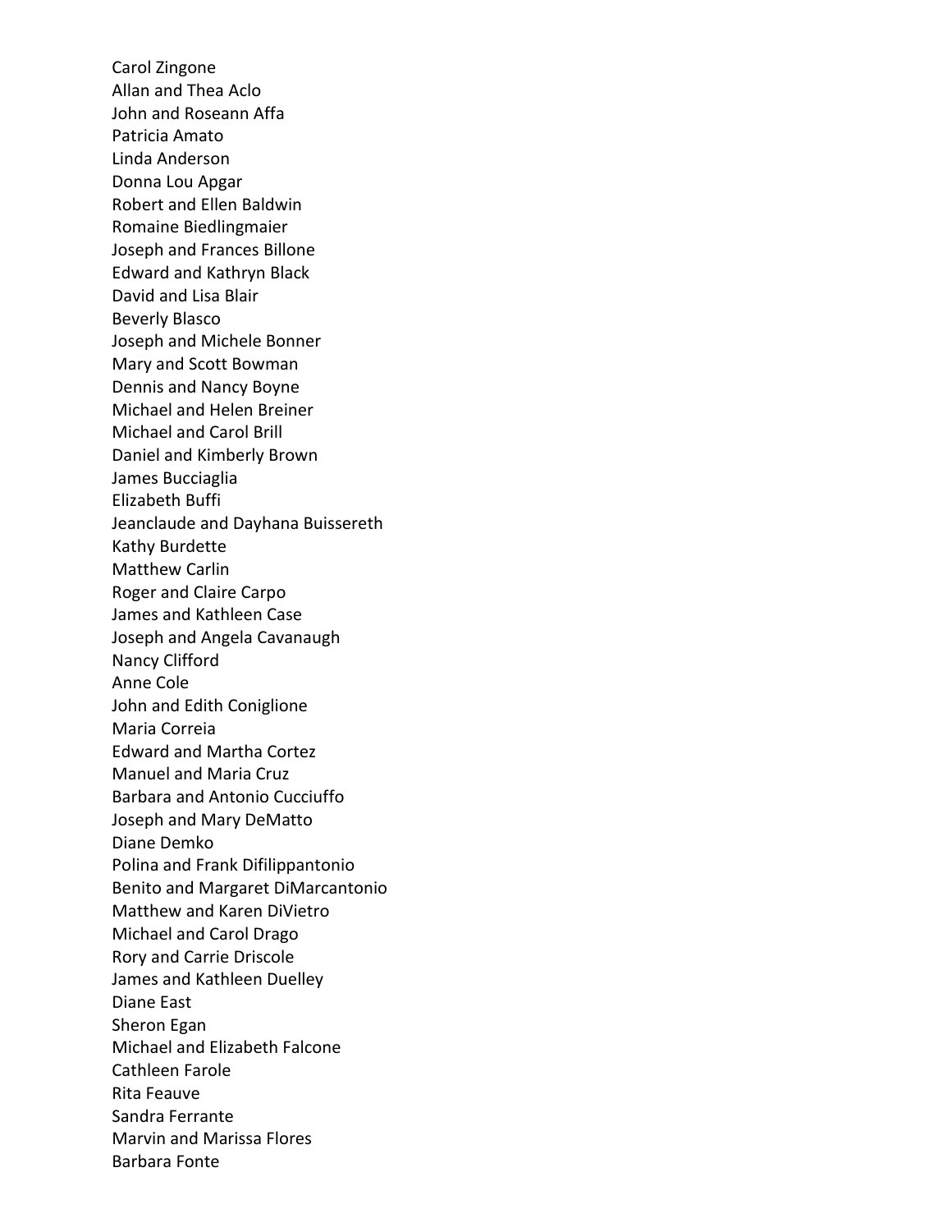Carol Zingone
Allan and Thea Aclo
John and Roseann Affa
Patricia Amato
Linda Anderson
Donna Lou Apgar
Robert and Ellen Baldwin
Romaine Biedlingmaier
Joseph and Frances Billone
Edward and Kathryn Black
David and Lisa Blair
Beverly Blasco
Joseph and Michele Bonner
Mary and Scott Bowman
Dennis and Nancy Boyne
Michael and Helen Breiner
Michael and Carol Brill
Daniel and Kimberly Brown
James Bucciaglia
Elizabeth Buffi
Jeanclaude and Dayhana Buissereth
Kathy Burdette
Matthew Carlin
Roger and Claire Carpo
James and Kathleen Case
Joseph and Angela Cavanaugh
Nancy Clifford
Anne Cole
John and Edith Coniglione
Maria Correia
Edward and Martha Cortez
Manuel and Maria Cruz
Barbara and Antonio Cucciuffo
Joseph and Mary DeMatto
Diane Demko
Polina and Frank Difilippantonio
Benito and Margaret DiMarcantonio
Matthew and Karen DiVietro
Michael and Carol Drago
Rory and Carrie Driscole
James and Kathleen Duelley
Diane East
Sheron Egan
Michael and Elizabeth Falcone
Cathleen Farole
Rita Feauve
Sandra Ferrante
Marvin and Marissa Flores
Barbara Fonte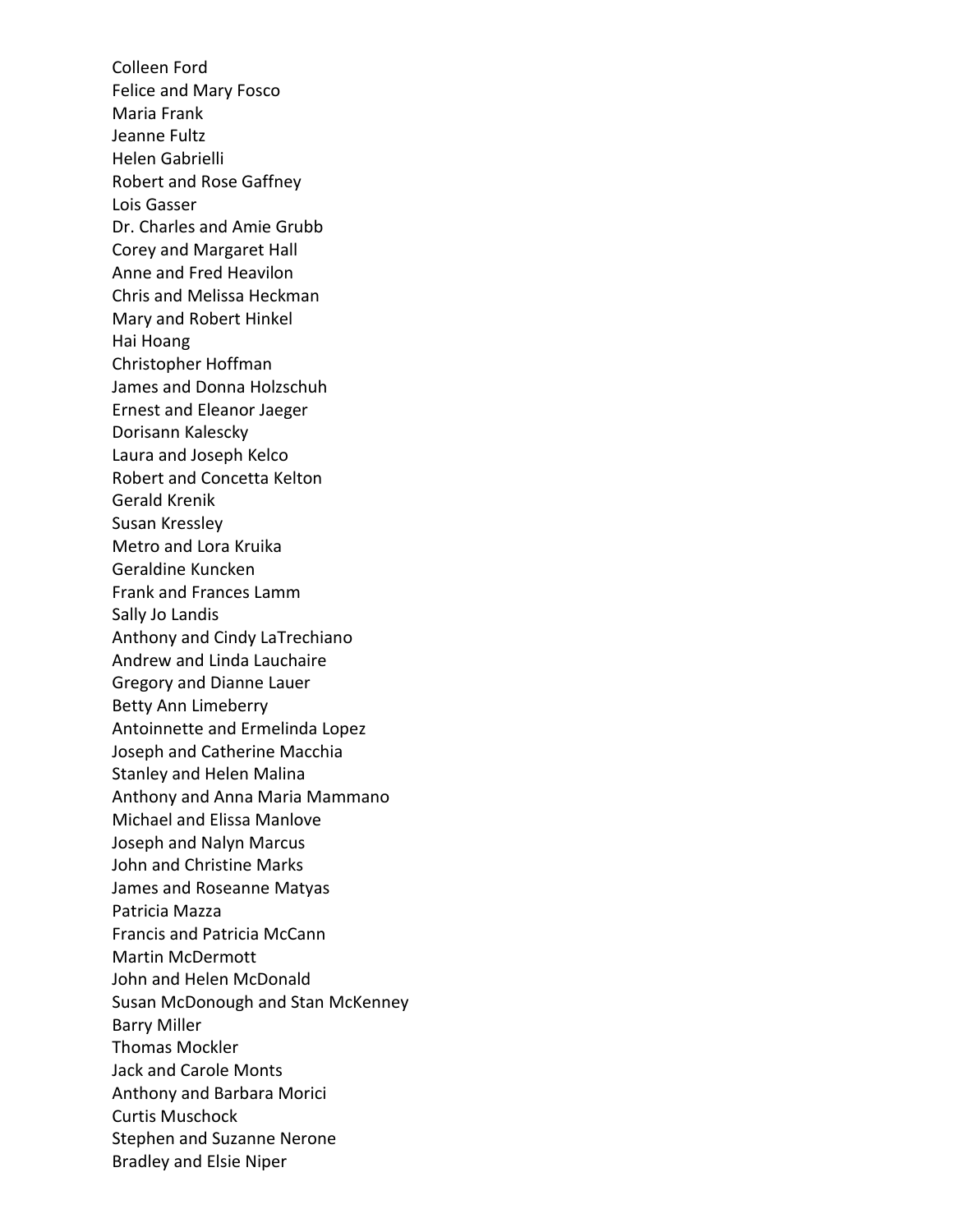Colleen Ford
Felice and Mary Fosco
Maria Frank
Jeanne Fultz
Helen Gabrielli
Robert and Rose Gaffney
Lois Gasser
Dr. Charles and Amie Grubb
Corey and Margaret Hall
Anne and Fred Heavilon
Chris and Melissa Heckman
Mary and Robert Hinkel
Hai Hoang
Christopher Hoffman
James and Donna Holzschuh
Ernest and Eleanor Jaeger
Dorisann Kalescky
Laura and Joseph Kelco
Robert and Concetta Kelton
Gerald Krenik
Susan Kressley
Metro and Lora Kruika
Geraldine Kuncken
Frank and Frances Lamm
Sally Jo Landis
Anthony and Cindy LaTrechiano
Andrew and Linda Lauchaire
Gregory and Dianne Lauer
Betty Ann Limeberry
Antoinnette and Ermelinda Lopez
Joseph and Catherine Macchia
Stanley and Helen Malina
Anthony and Anna Maria Mammano
Michael and Elissa Manlove
Joseph and Nalyn Marcus
John and Christine Marks
James and Roseanne Matyas
Patricia Mazza
Francis and Patricia McCann
Martin McDermott
John and Helen McDonald
Susan McDonough and Stan McKenney
Barry Miller
Thomas Mockler
Jack and Carole Monts
Anthony and Barbara Morici
Curtis Muschock
Stephen and Suzanne Nerone
Bradley and Elsie Niper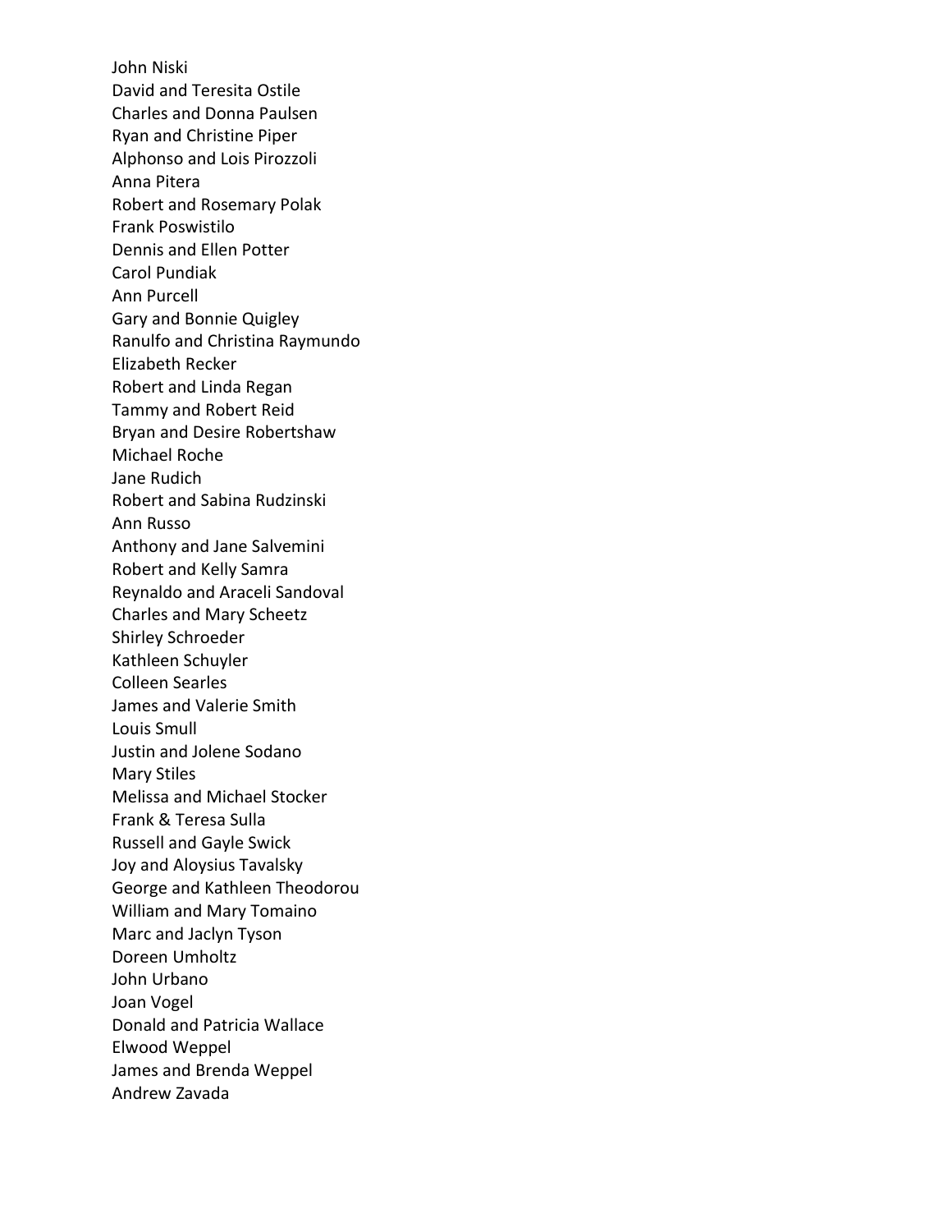John Niski
David and Teresita Ostile
Charles and Donna Paulsen
Ryan and Christine Piper
Alphonso and Lois Pirozzoli
Anna Pitera
Robert and Rosemary Polak
Frank Poswistilo
Dennis and Ellen Potter
Carol Pundiak
Ann Purcell
Gary and Bonnie Quigley
Ranulfo and Christina Raymundo
Elizabeth Recker
Robert and Linda Regan
Tammy and Robert Reid
Bryan and Desire Robertshaw
Michael Roche
Jane Rudich
Robert and Sabina Rudzinski
Ann Russo
Anthony and Jane Salvemini
Robert and Kelly Samra
Reynaldo and Araceli Sandoval
Charles and Mary Scheetz
Shirley Schroeder
Kathleen Schuyler
Colleen Searles
James and Valerie Smith
Louis Smull
Justin and Jolene Sodano
Mary Stiles
Melissa and Michael Stocker
Frank & Teresa Sulla
Russell and Gayle Swick
Joy and Aloysius Tavalsky
George and Kathleen Theodorou
William and Mary Tomaino
Marc and Jaclyn Tyson
Doreen Umholtz
John Urbano
Joan Vogel
Donald and Patricia Wallace
Elwood Weppel
James and Brenda Weppel
Andrew Zavada